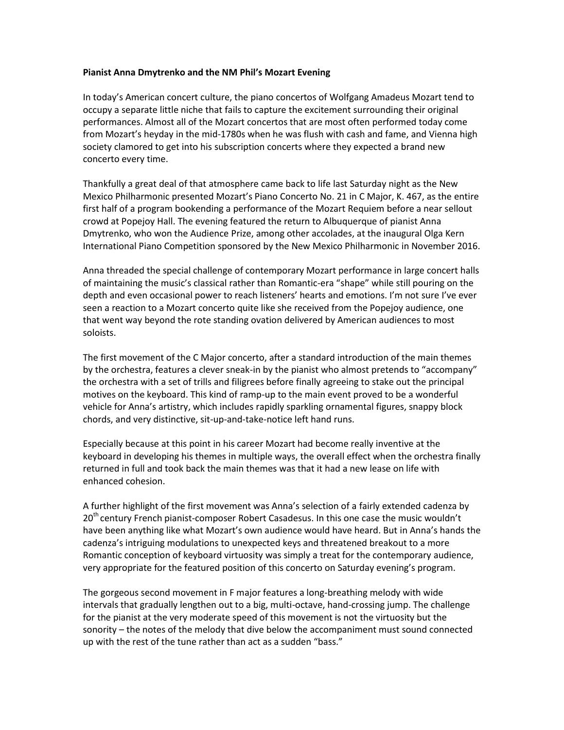**Pianist Anna Dmytrenko and the NM Phil's Mozart Evening**

In today's American concert culture, the piano concertos of Wolfgang Amadeus Mozart tend to occupy a separate little niche that fails to capture the excitement surrounding their original performances. Almost all of the Mozart concertos that are most often performed today come from Mozart's heyday in the mid-1780s when he was flush with cash and fame, and Vienna high society clamored to get into his subscription concerts where they expected a brand new concerto every time.

Thankfully a great deal of that atmosphere came back to life last Saturday night as the New Mexico Philharmonic presented Mozart's Piano Concerto No. 21 in C Major, K. 467, as the entire first half of a program bookending a performance of the Mozart Requiem before a near sellout crowd at Popejoy Hall. The evening featured the return to Albuquerque of pianist Anna Dmytrenko, who won the Audience Prize, among other accolades, at the inaugural Olga Kern International Piano Competition sponsored by the New Mexico Philharmonic in November 2016.

Anna threaded the special challenge of contemporary Mozart performance in large concert halls of maintaining the music's classical rather than Romantic-era "shape" while still pouring on the depth and even occasional power to reach listeners' hearts and emotions. I'm not sure I've ever seen a reaction to a Mozart concerto quite like she received from the Popejoy audience, one that went way beyond the rote standing ovation delivered by American audiences to most soloists.

The first movement of the C Major concerto, after a standard introduction of the main themes by the orchestra, features a clever sneak-in by the pianist who almost pretends to "accompany" the orchestra with a set of trills and filigrees before finally agreeing to stake out the principal motives on the keyboard. This kind of ramp-up to the main event proved to be a wonderful vehicle for Anna's artistry, which includes rapidly sparkling ornamental figures, snappy block chords, and very distinctive, sit-up-and-take-notice left hand runs.

Especially because at this point in his career Mozart had become really inventive at the keyboard in developing his themes in multiple ways, the overall effect when the orchestra finally returned in full and took back the main themes was that it had a new lease on life with enhanced cohesion.

A further highlight of the first movement was Anna's selection of a fairly extended cadenza by 20th century French pianist-composer Robert Casadesus. In this one case the music wouldn't have been anything like what Mozart's own audience would have heard. But in Anna's hands the cadenza's intriguing modulations to unexpected keys and threatened breakout to a more Romantic conception of keyboard virtuosity was simply a treat for the contemporary audience, very appropriate for the featured position of this concerto on Saturday evening's program.

The gorgeous second movement in F major features a long-breathing melody with wide intervals that gradually lengthen out to a big, multi-octave, hand-crossing jump. The challenge for the pianist at the very moderate speed of this movement is not the virtuosity but the sonority – the notes of the melody that dive below the accompaniment must sound connected up with the rest of the tune rather than act as a sudden "bass."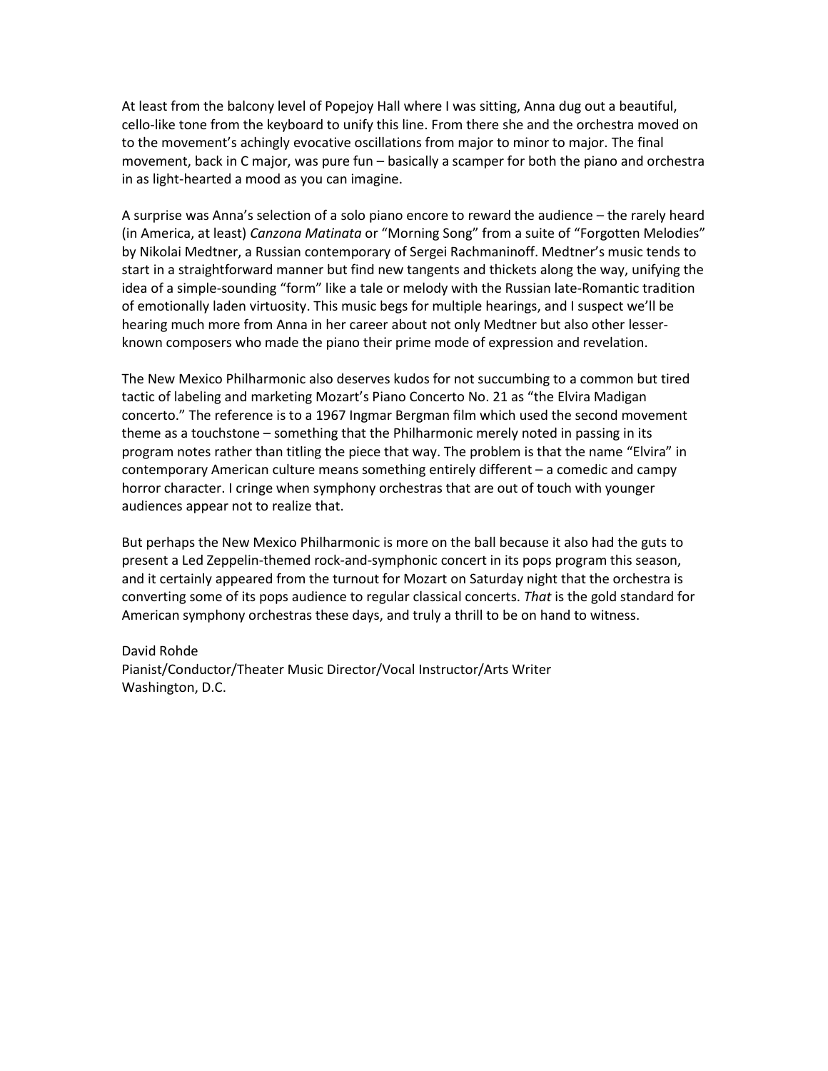At least from the balcony level of Popejoy Hall where I was sitting, Anna dug out a beautiful, cello-like tone from the keyboard to unify this line. From there she and the orchestra moved on to the movement's achingly evocative oscillations from major to minor to major. The final movement, back in C major, was pure fun – basically a scamper for both the piano and orchestra in as light-hearted a mood as you can imagine.

A surprise was Anna's selection of a solo piano encore to reward the audience – the rarely heard (in America, at least) *Canzona Matinata* or "Morning Song" from a suite of "Forgotten Melodies" by Nikolai Medtner, a Russian contemporary of Sergei Rachmaninoff. Medtner's music tends to start in a straightforward manner but find new tangents and thickets along the way, unifying the idea of a simple-sounding "form" like a tale or melody with the Russian late-Romantic tradition of emotionally laden virtuosity. This music begs for multiple hearings, and I suspect we'll be hearing much more from Anna in her career about not only Medtner but also other lesser-known composers who made the piano their prime mode of expression and revelation.

The New Mexico Philharmonic also deserves kudos for not succumbing to a common but tired tactic of labeling and marketing Mozart's Piano Concerto No. 21 as "the Elvira Madigan concerto." The reference is to a 1967 Ingmar Bergman film which used the second movement theme as a touchstone – something that the Philharmonic merely noted in passing in its program notes rather than titling the piece that way. The problem is that the name "Elvira" in contemporary American culture means something entirely different – a comedic and campy horror character. I cringe when symphony orchestras that are out of touch with younger audiences appear not to realize that.

But perhaps the New Mexico Philharmonic is more on the ball because it also had the guts to present a Led Zeppelin-themed rock-and-symphonic concert in its pops program this season, and it certainly appeared from the turnout for Mozart on Saturday night that the orchestra is converting some of its pops audience to regular classical concerts. *That* is the gold standard for American symphony orchestras these days, and truly a thrill to be on hand to witness.

David Rohde
Pianist/Conductor/Theater Music Director/Vocal Instructor/Arts Writer
Washington, D.C.